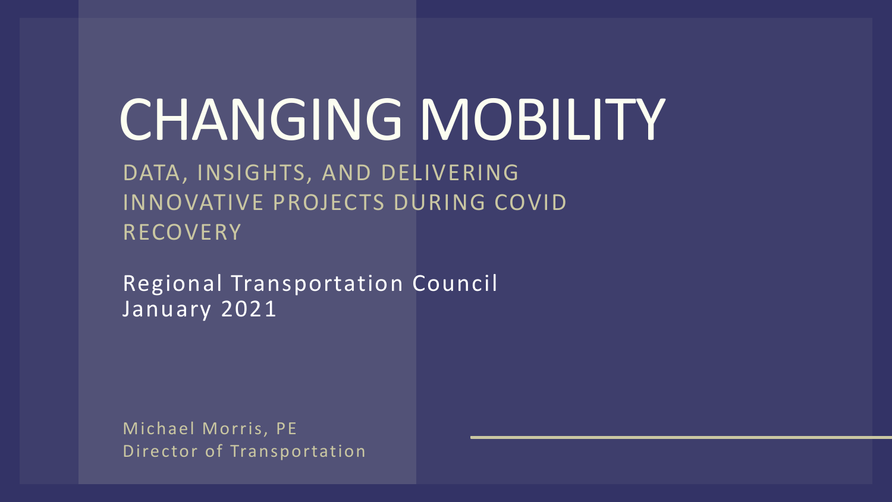# CHANGING MOBILITY

DATA, INSIGHTS, AND DELIVERING INNOVATIVE PROJECTS DURING COVID RECOVERY

Regional Transportation Council
January 2021

Michael Morris, PE
Director of Transportation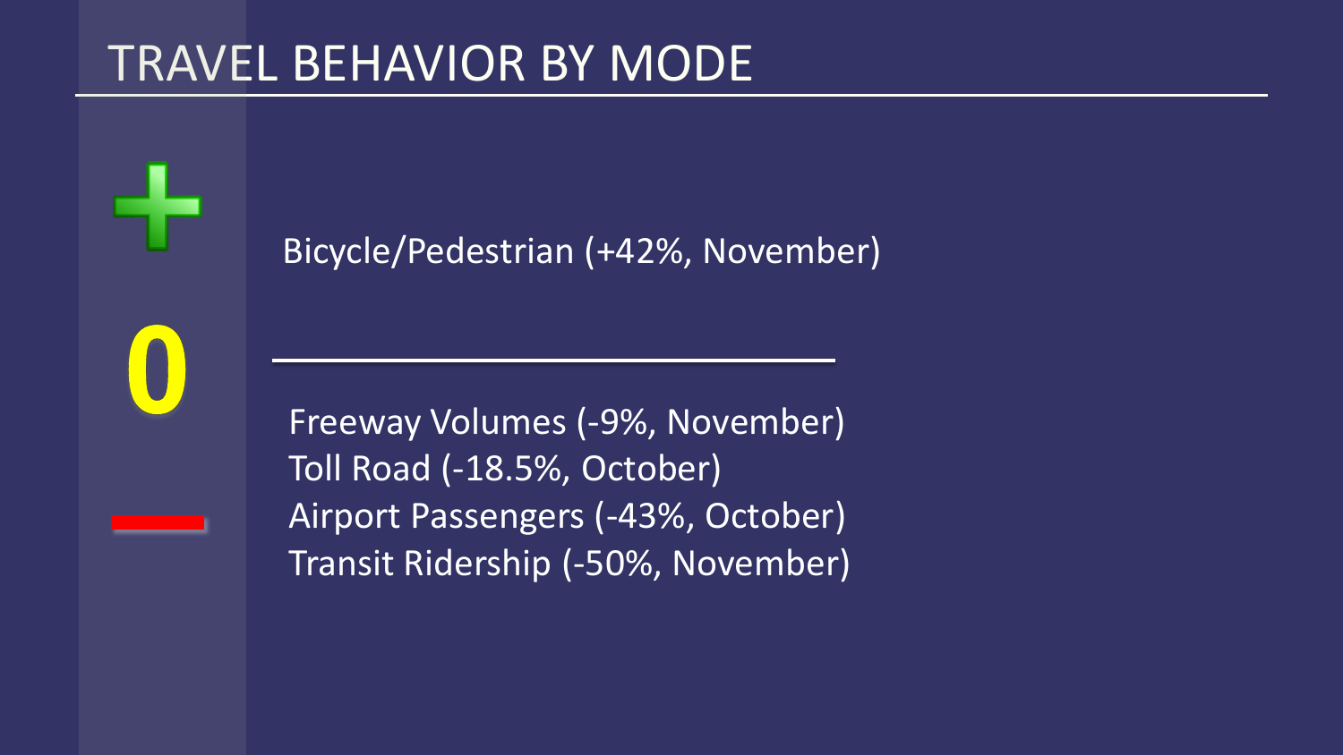# TRAVEL BEHAVIOR BY MODE

\+

Bicycle/Pedestrian (+42%, November)

0

---

–

Freeway Volumes (-9%, November)
Toll Road (-18.5%, October)
Airport Passengers (-43%, October)
Transit Ridership (-50%, November)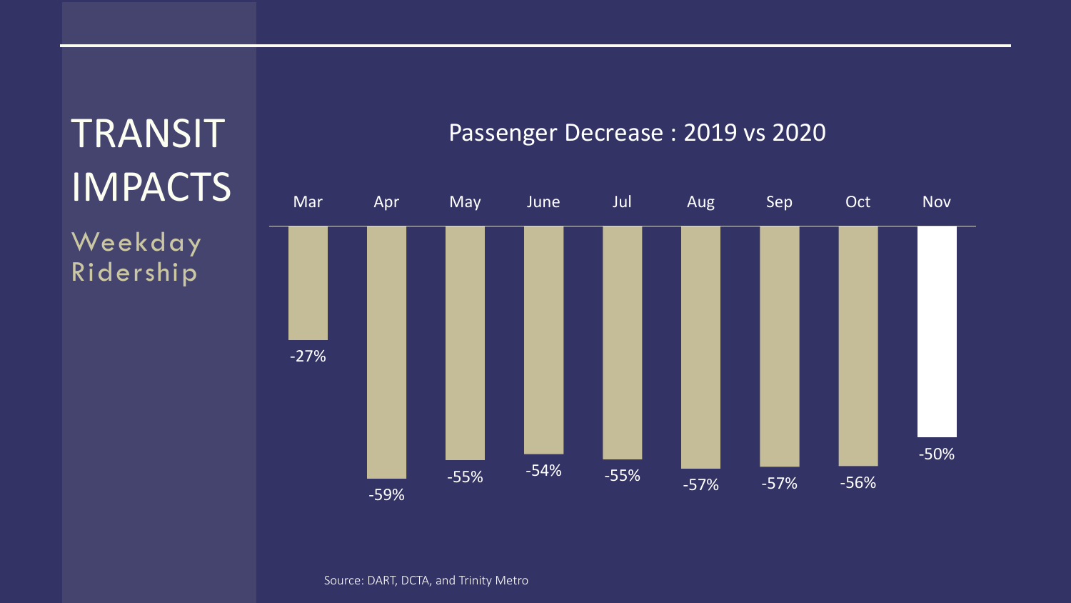# TRANSIT IMPACTS

## Weekday Ridership

### Passenger Decrease : 2019 vs 2020

| Mar | Apr | May | June | Jul | Aug | Sep | Oct | Nov |
|---|---|---|---|---|---|---|---|---|
| -27% | -59% | -55% | -54% | -55% | -57% | -57% | -56% | -50% |

Source: DART, DCTA, and Trinity Metro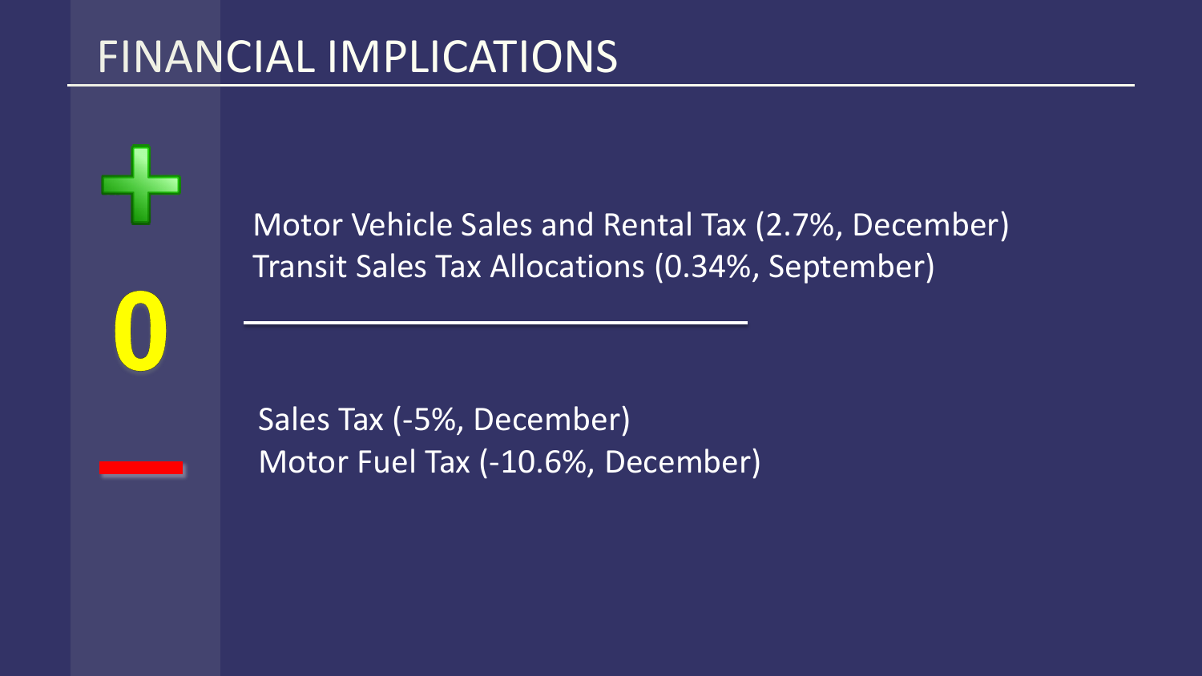# FINANCIAL IMPLICATIONS

\+

Motor Vehicle Sales and Rental Tax (2.7%, December)
Transit Sales Tax Allocations (0.34%, September)

0

\_\_\_\_\_\_\_\_\_\_\_\_\_\_\_\_\_\_\_\_\_\_\_\_

−

Sales Tax (-5%, December)
Motor Fuel Tax (-10.6%, December)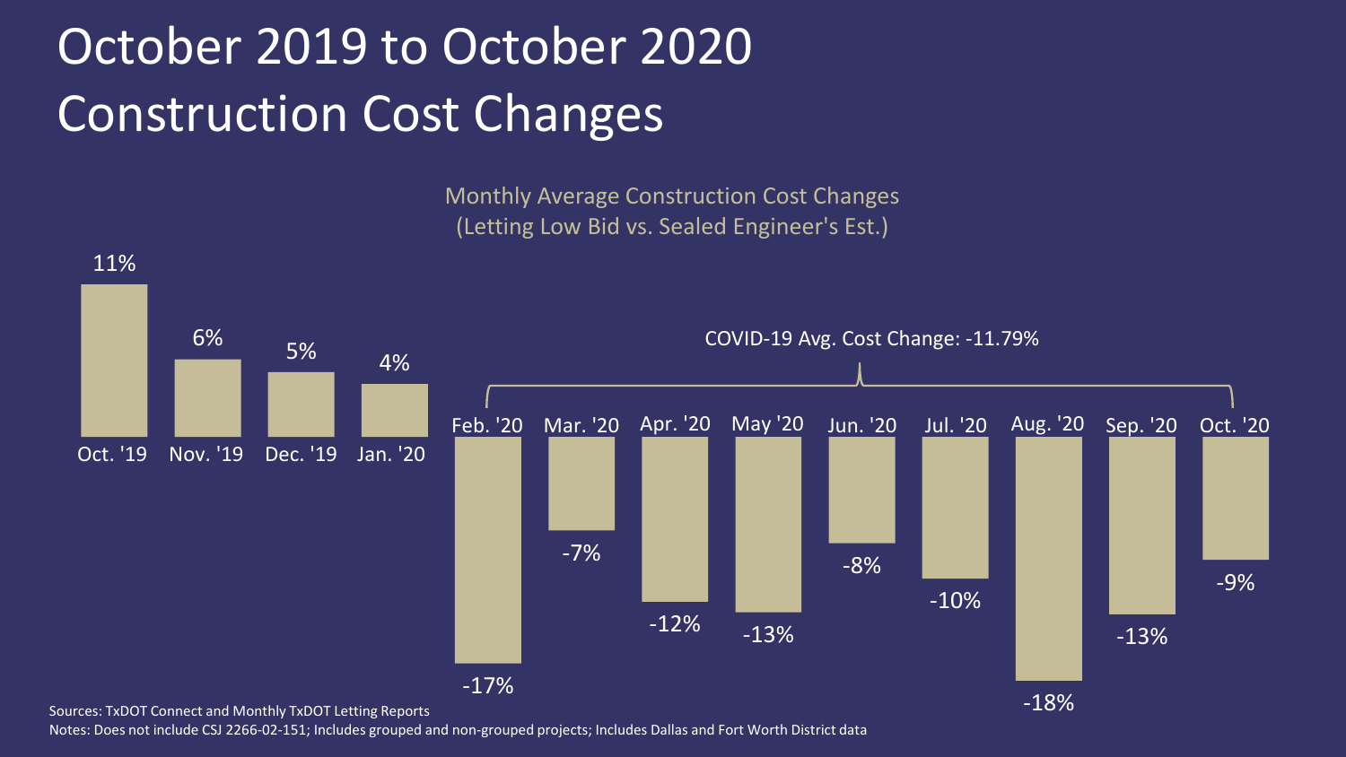# October 2019 to October 2020 Construction Cost Changes

Monthly Average Construction Cost Changes
(Letting Low Bid vs. Sealed Engineer's Est.)

COVID-19 Avg. Cost Change: -11.79%

| Month | Cost Change |
| --- | --- |
| Oct. '19 | 11% |
| Nov. '19 | 6% |
| Dec. '19 | 5% |
| Jan. '20 | 4% |
| Feb. '20 | -17% |
| Mar. '20 | -7% |
| Apr. '20 | -12% |
| May '20 | -13% |
| Jun. '20 | -8% |
| Jul. '20 | -10% |
| Aug. '20 | -18% |
| Sep. '20 | -13% |
| Oct. '20 | -9% |

Sources: TxDOT Connect and Monthly TxDOT Letting Reports

Notes: Does not include CSJ 2266-02-151; Includes grouped and non-grouped projects; Includes Dallas and Fort Worth District data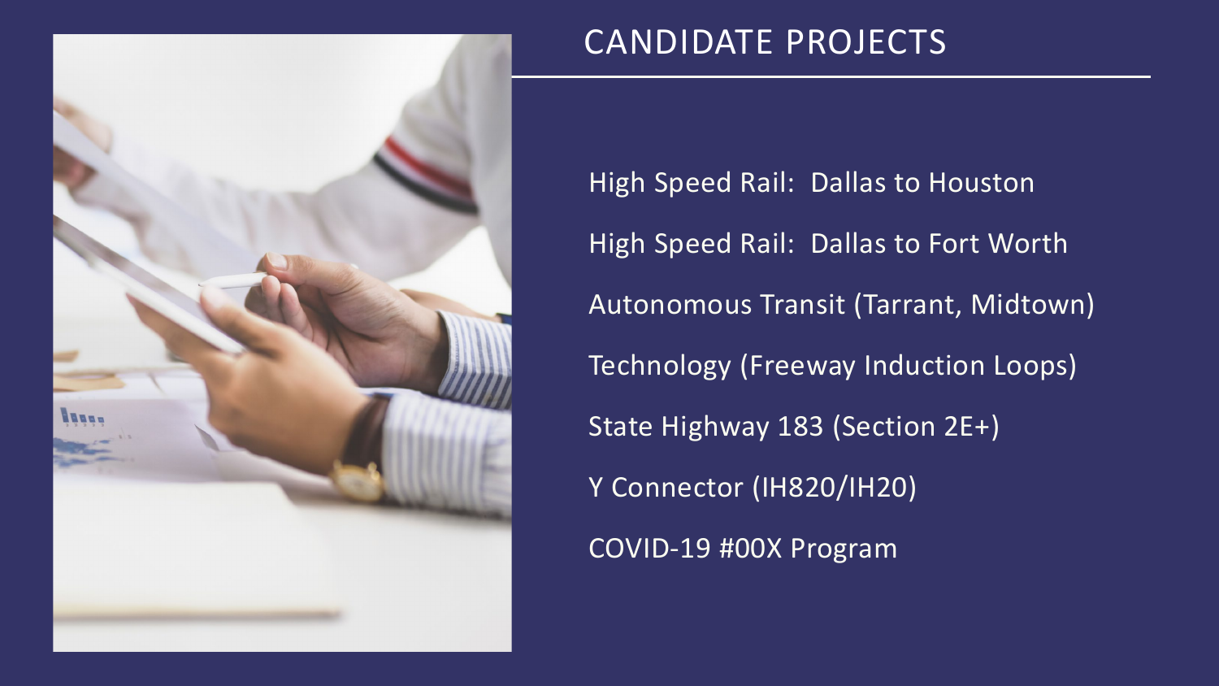# CANDIDATE PROJECTS

- High Speed Rail: Dallas to Houston
- High Speed Rail: Dallas to Fort Worth
- Autonomous Transit (Tarrant, Midtown)
- Technology (Freeway Induction Loops)
- State Highway 183 (Section 2E+)
- Y Connector (IH820/IH20)
- COVID-19 #00X Program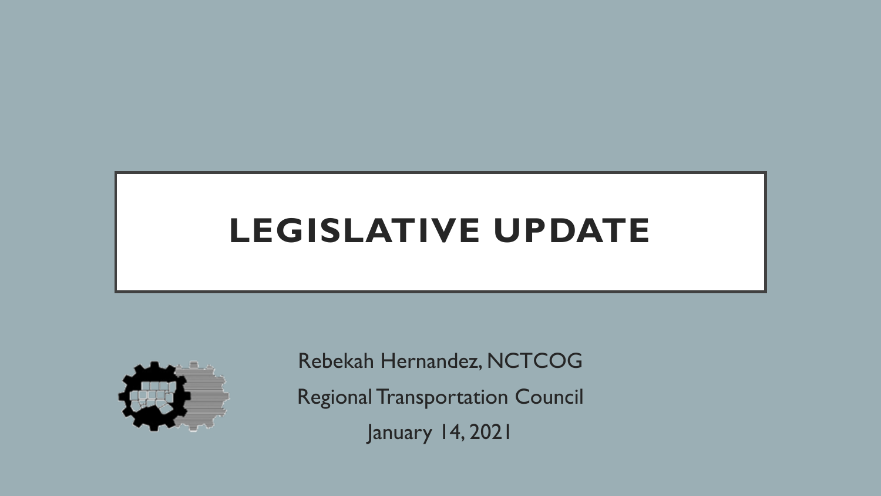# LEGISLATIVE UPDATE

Rebekah Hernandez, NCTCOG

Regional Transportation Council

January 14, 2021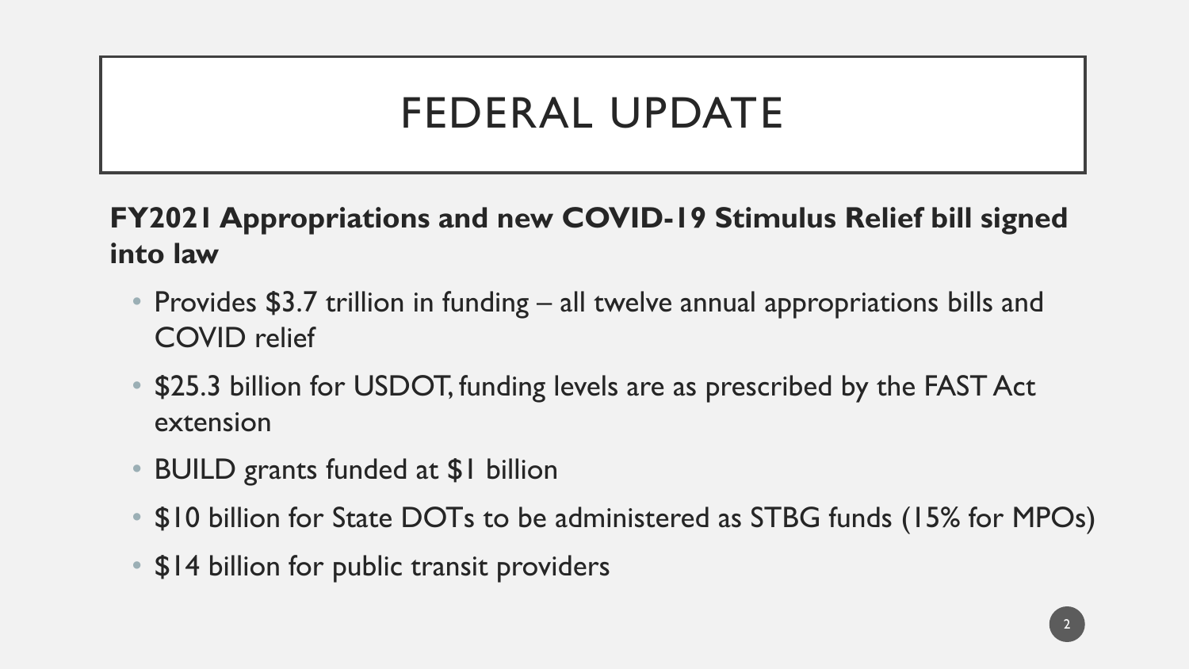# FEDERAL UPDATE

**FY2021 Appropriations and new COVID-19 Stimulus Relief bill signed into law**

- Provides $3.7 trillion in funding – all twelve annual appropriations bills and COVID relief
- $25.3 billion for USDOT, funding levels are as prescribed by the FAST Act extension
- BUILD grants funded at $1 billion
- $10 billion for State DOTs to be administered as STBG funds (15% for MPOs)
- $14 billion for public transit providers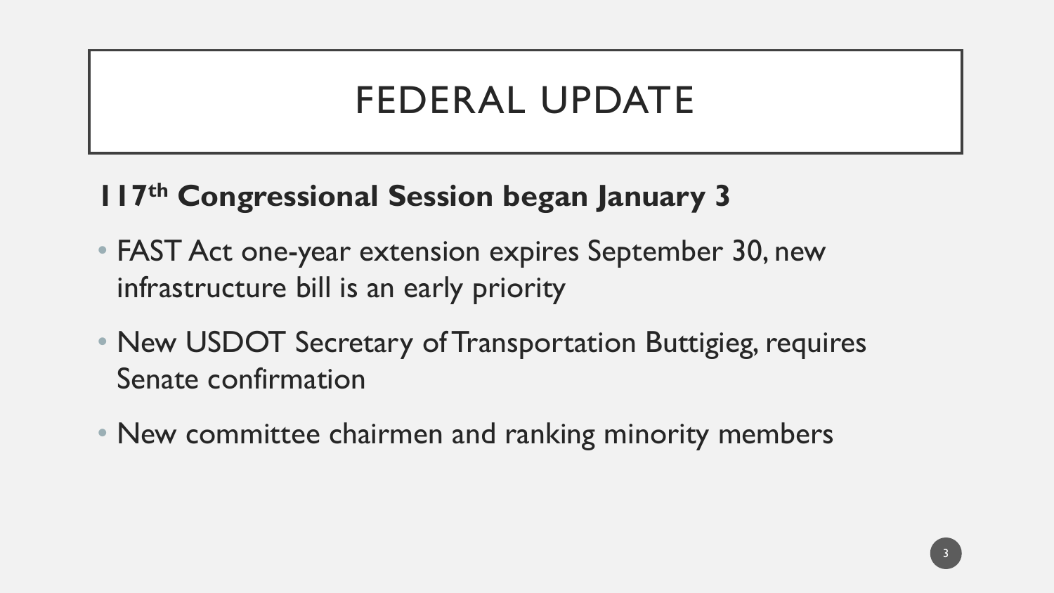# FEDERAL UPDATE

**117th Congressional Session began January 3**

- FAST Act one-year extension expires September 30, new infrastructure bill is an early priority
- New USDOT Secretary of Transportation Buttigieg, requires Senate confirmation
- New committee chairmen and ranking minority members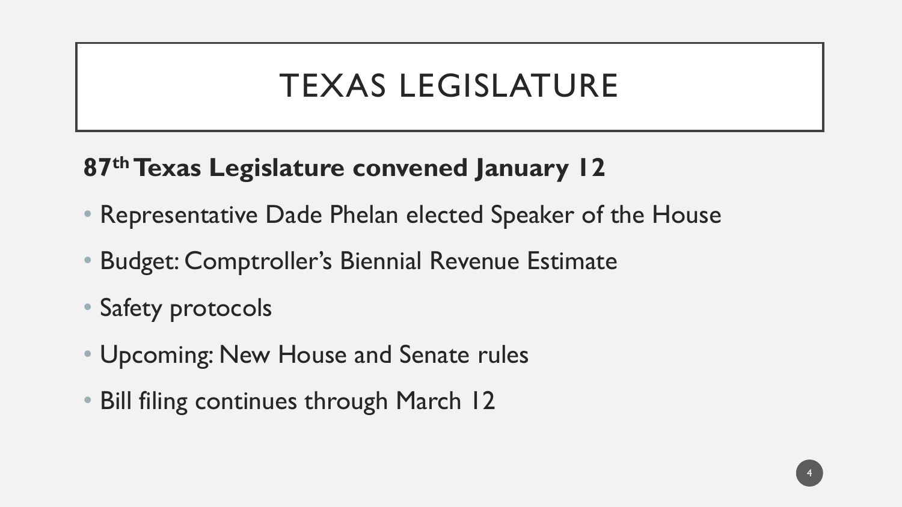# TEXAS LEGISLATURE

**87th Texas Legislature convened January 12**

- Representative Dade Phelan elected Speaker of the House
- Budget: Comptroller's Biennial Revenue Estimate
- Safety protocols
- Upcoming: New House and Senate rules
- Bill filing continues through March 12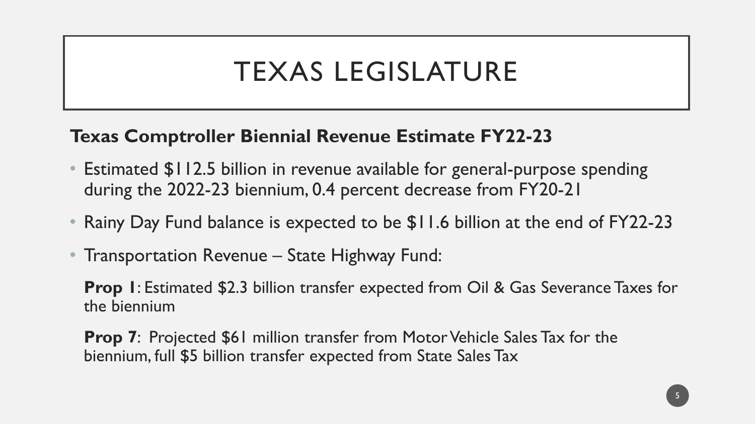# TEXAS LEGISLATURE

**Texas Comptroller Biennial Revenue Estimate FY22-23**

- Estimated $112.5 billion in revenue available for general-purpose spending during the 2022-23 biennium, 0.4 percent decrease from FY20-21
- Rainy Day Fund balance is expected to be $11.6 billion at the end of FY22-23
- Transportation Revenue – State Highway Fund:

  **Prop 1**: Estimated $2.3 billion transfer expected from Oil & Gas Severance Taxes for the biennium

  **Prop 7**: Projected $61 million transfer from Motor Vehicle Sales Tax for the biennium, full $5 billion transfer expected from State Sales Tax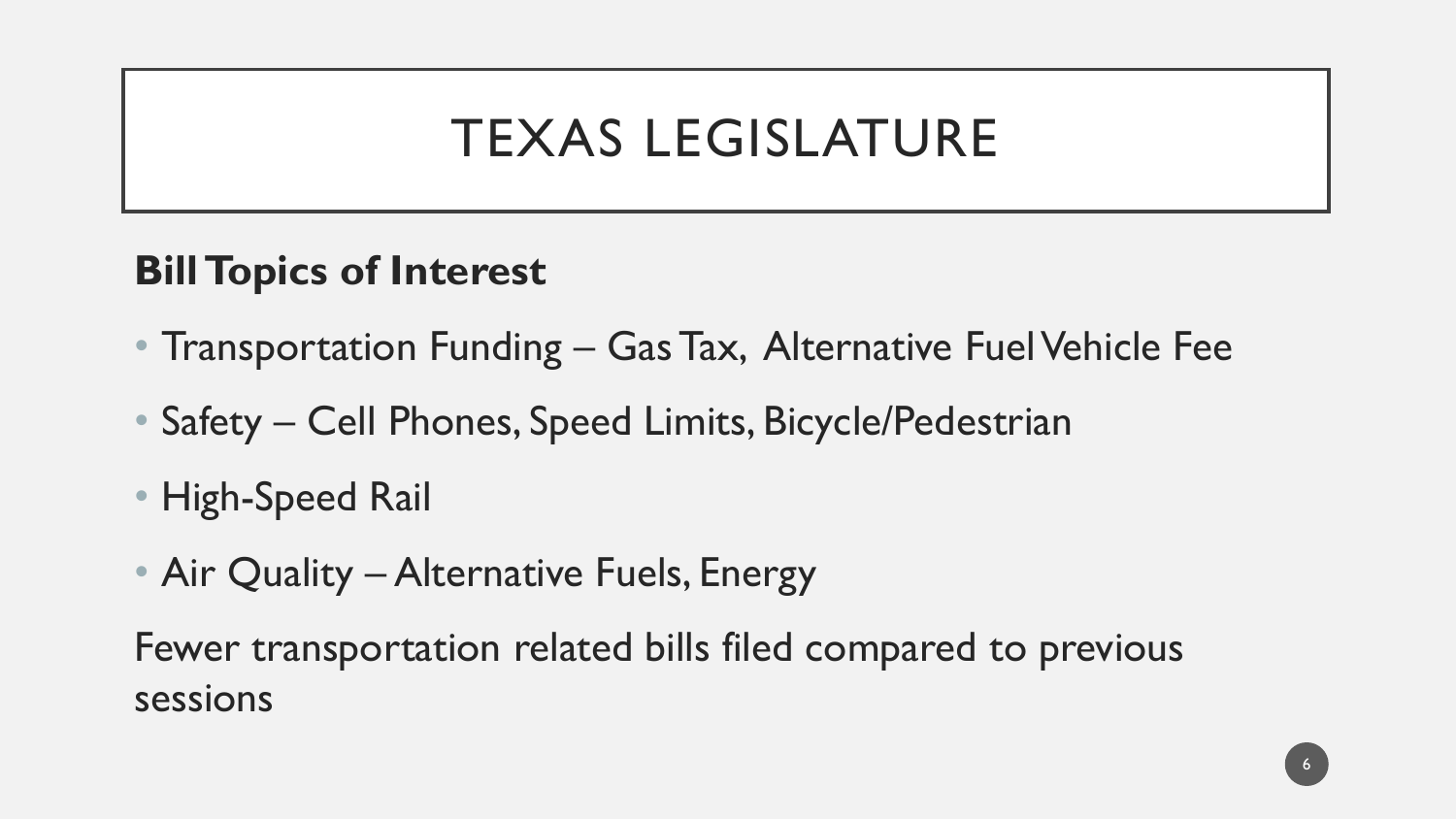# TEXAS LEGISLATURE

**Bill Topics of Interest**

- Transportation Funding – Gas Tax, Alternative Fuel Vehicle Fee
- Safety – Cell Phones, Speed Limits, Bicycle/Pedestrian
- High-Speed Rail
- Air Quality – Alternative Fuels, Energy

Fewer transportation related bills filed compared to previous sessions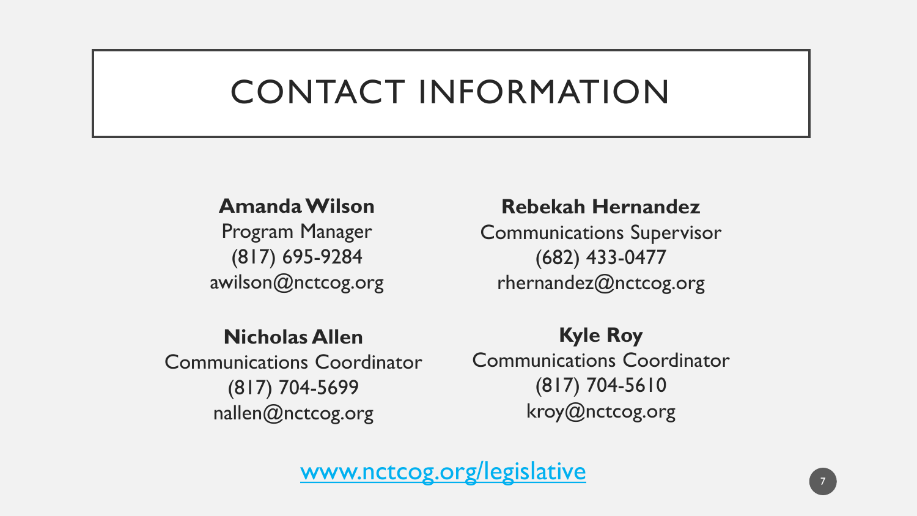# CONTACT INFORMATION

**Amanda Wilson**
Program Manager
(817) 695-9284
awilson@nctcog.org

**Rebekah Hernandez**
Communications Supervisor
(682) 433-0477
rhernandez@nctcog.org

**Nicholas Allen**
Communications Coordinator
(817) 704-5699
nallen@nctcog.org

**Kyle Roy**
Communications Coordinator
(817) 704-5610
kroy@nctcog.org

www.nctcog.org/legislative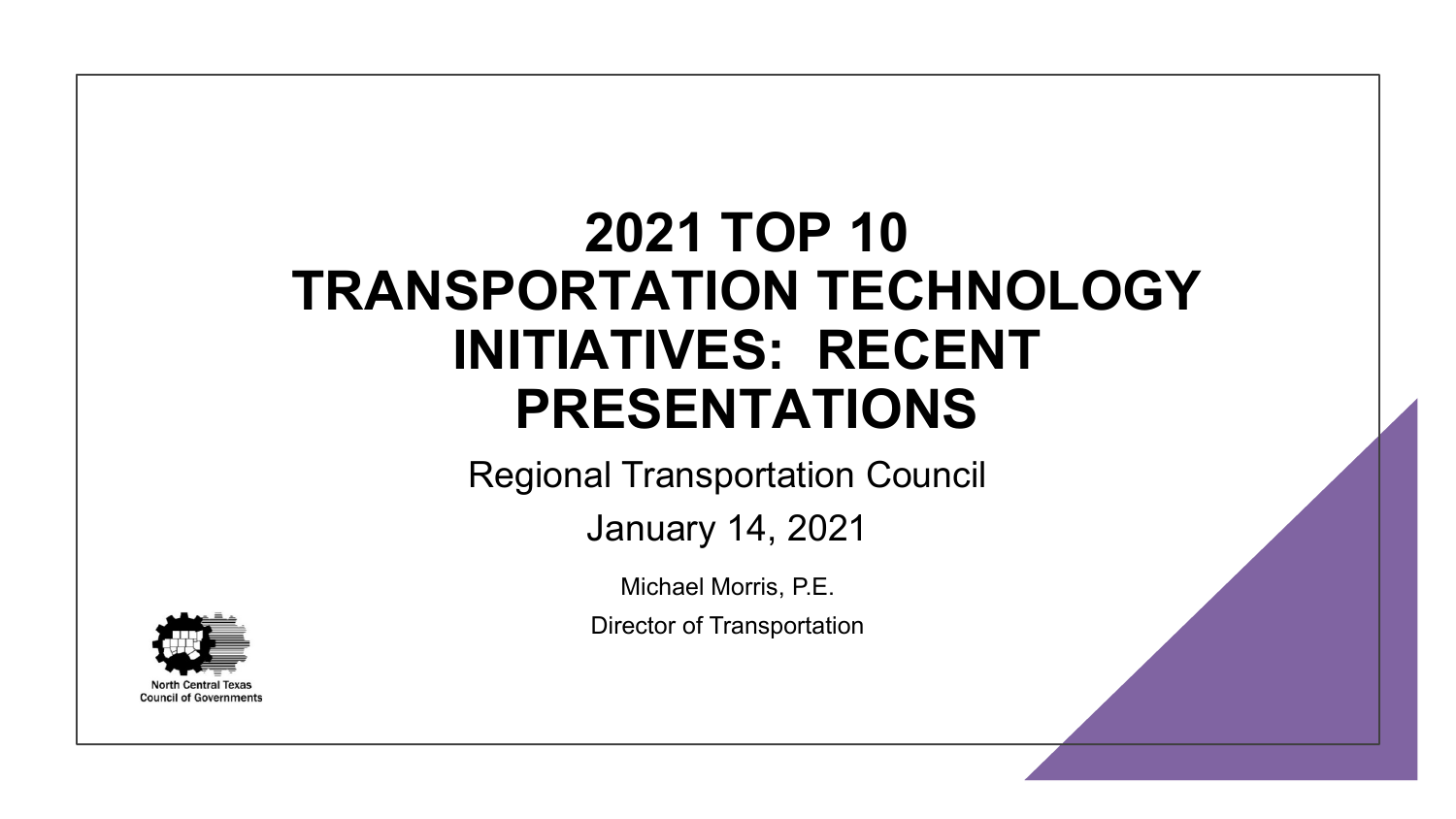# 2021 TOP 10 TRANSPORTATION TECHNOLOGY INITIATIVES: RECENT PRESENTATIONS

Regional Transportation Council

January 14, 2021

Michael Morris, P.E.

Director of Transportation

North Central Texas Council of Governments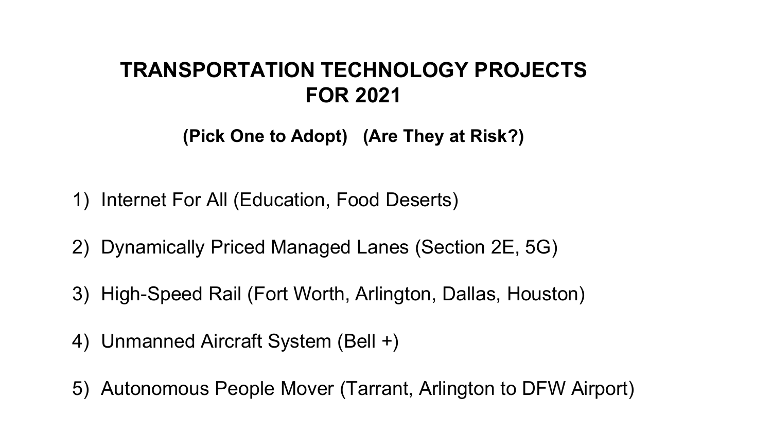# TRANSPORTATION TECHNOLOGY PROJECTS FOR 2021

**(Pick One to Adopt)   (Are They at Risk?)**

1) Internet For All (Education, Food Deserts)
2) Dynamically Priced Managed Lanes (Section 2E, 5G)
3) High-Speed Rail (Fort Worth, Arlington, Dallas, Houston)
4) Unmanned Aircraft System (Bell +)
5) Autonomous People Mover (Tarrant, Arlington to DFW Airport)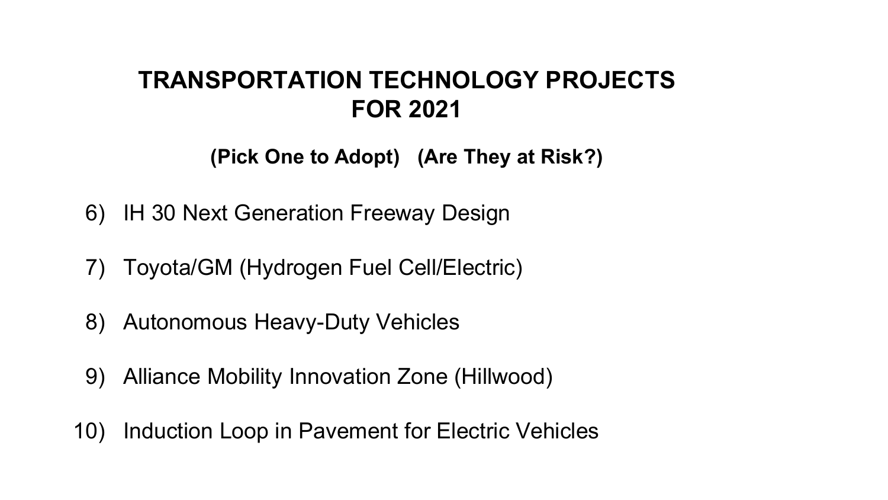# TRANSPORTATION TECHNOLOGY PROJECTS FOR 2021

**(Pick One to Adopt) (Are They at Risk?)**

6) IH 30 Next Generation Freeway Design

7) Toyota/GM (Hydrogen Fuel Cell/Electric)

8) Autonomous Heavy-Duty Vehicles

9) Alliance Mobility Innovation Zone (Hillwood)

10) Induction Loop in Pavement for Electric Vehicles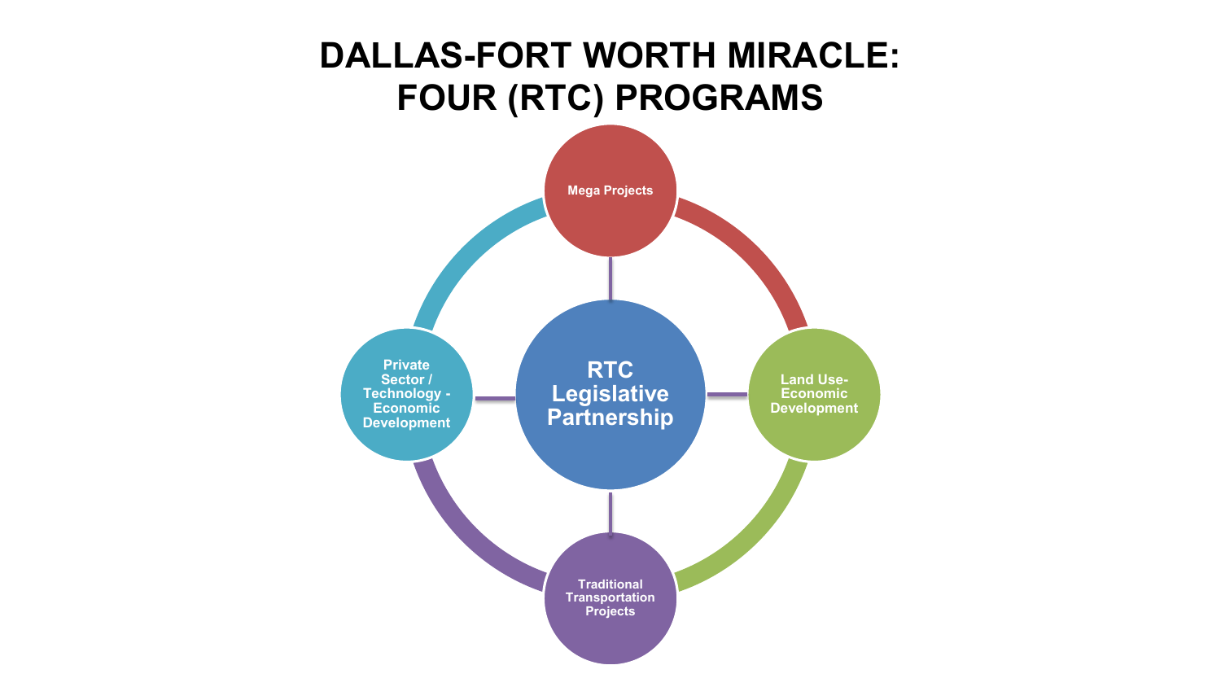# DALLAS-FORT WORTH MIRACLE: FOUR (RTC) PROGRAMS

**RTC Legislative Partnership**

- Mega Projects
- Land Use-Economic Development
- Traditional Transportation Projects
- Private Sector / Technology - Economic Development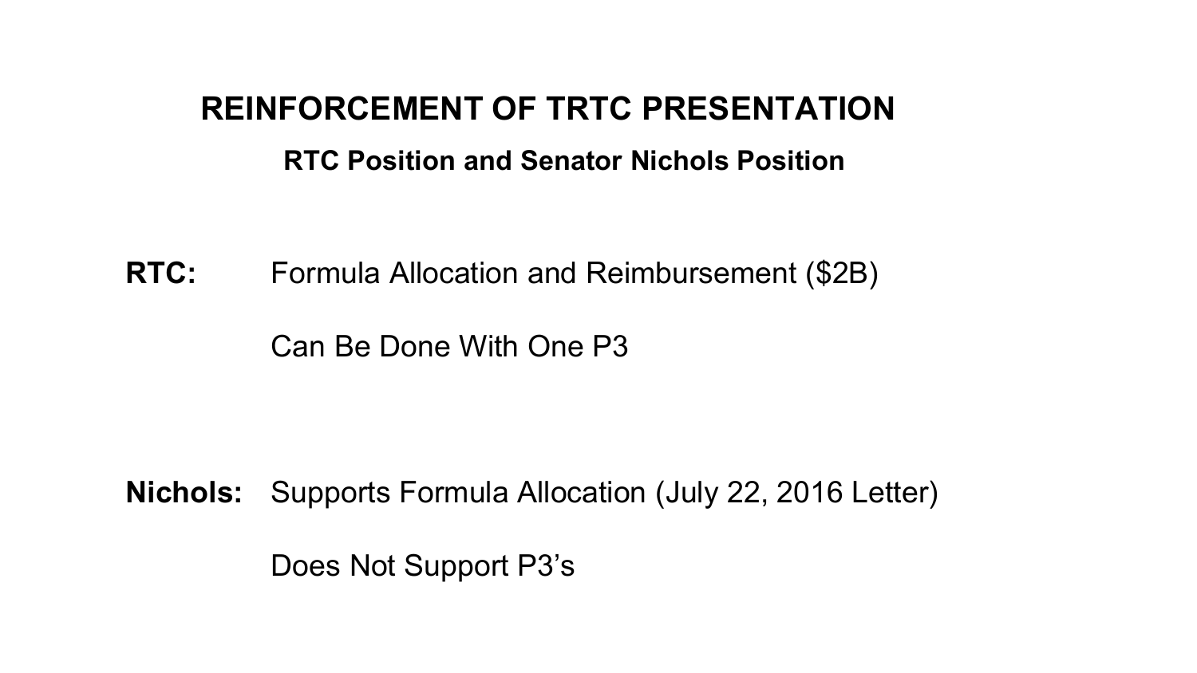# REINFORCEMENT OF TRTC PRESENTATION

## RTC Position and Senator Nichols Position

**RTC:** Formula Allocation and Reimbursement ($2B)

Can Be Done With One P3

**Nichols:** Supports Formula Allocation (July 22, 2016 Letter)

Does Not Support P3's